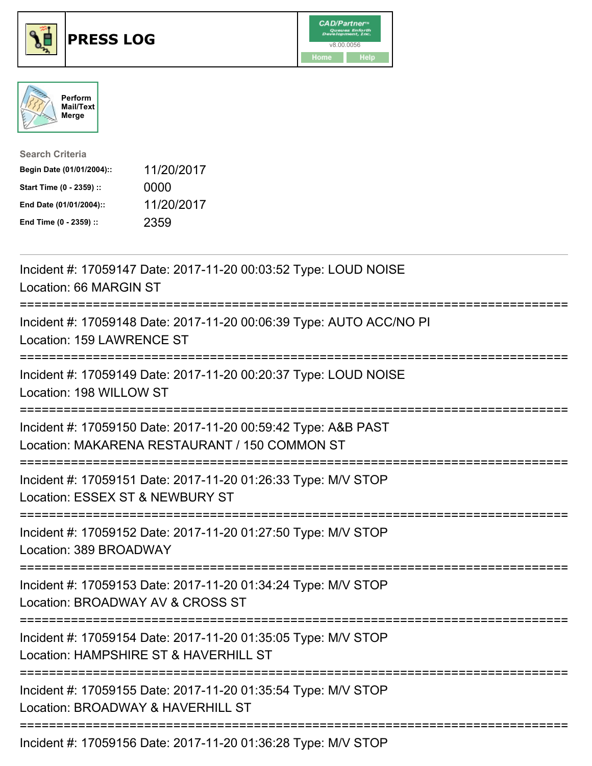# PRESS LOG

CAD/Partner™
v8.00.0056
Home Help

Perform Mail/Text Merge

**Search Criteria**

| | |
|---|---|
| **Begin Date (01/01/2004)::** | 11/20/2017 |
| **Start Time (0 - 2359) ::** | 0000 |
| **End Date (01/01/2004)::** | 11/20/2017 |
| **End Time (0 - 2359) ::** | 2359 |

Incident #: 17059147 Date: 2017-11-20 00:03:52 Type: LOUD NOISE
Location: 66 MARGIN ST

===========================================================================

Incident #: 17059148 Date: 2017-11-20 00:06:39 Type: AUTO ACC/NO PI
Location: 159 LAWRENCE ST

===========================================================================

Incident #: 17059149 Date: 2017-11-20 00:20:37 Type: LOUD NOISE
Location: 198 WILLOW ST

===========================================================================

Incident #: 17059150 Date: 2017-11-20 00:59:42 Type: A&B PAST
Location: MAKARENA RESTAURANT / 150 COMMON ST

===========================================================================

Incident #: 17059151 Date: 2017-11-20 01:26:33 Type: M/V STOP
Location: ESSEX ST & NEWBURY ST

===========================================================================

Incident #: 17059152 Date: 2017-11-20 01:27:50 Type: M/V STOP
Location: 389 BROADWAY

===========================================================================

Incident #: 17059153 Date: 2017-11-20 01:34:24 Type: M/V STOP
Location: BROADWAY AV & CROSS ST

===========================================================================

Incident #: 17059154 Date: 2017-11-20 01:35:05 Type: M/V STOP
Location: HAMPSHIRE ST & HAVERHILL ST

===========================================================================

Incident #: 17059155 Date: 2017-11-20 01:35:54 Type: M/V STOP
Location: BROADWAY & HAVERHILL ST

===========================================================================

Incident #: 17059156 Date: 2017-11-20 01:36:28 Type: M/V STOP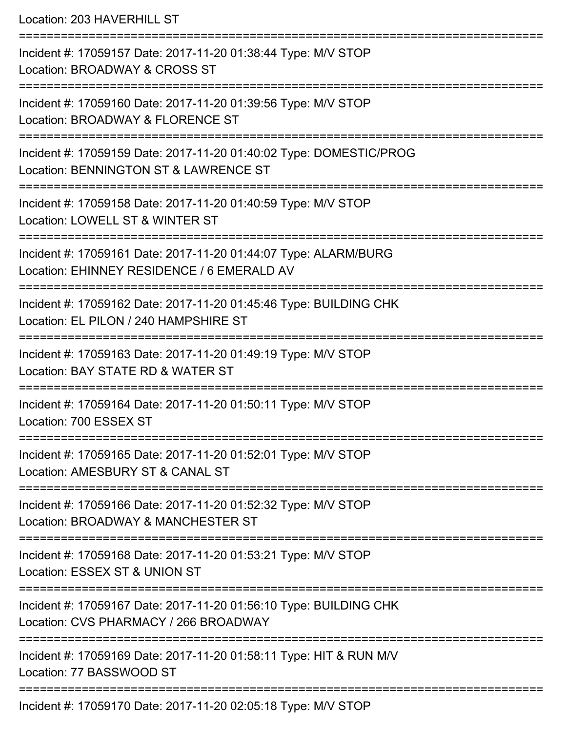Location: 203 HAVERHILL ST

===========================================================================

Incident #: 17059157 Date: 2017-11-20 01:38:44 Type: M/V STOP

Location: BROADWAY & CROSS ST

===========================================================================

Incident #: 17059160 Date: 2017-11-20 01:39:56 Type: M/V STOP

Location: BROADWAY & FLORENCE ST

===========================================================================

Incident #: 17059159 Date: 2017-11-20 01:40:02 Type: DOMESTIC/PROG

Location: BENNINGTON ST & LAWRENCE ST

===========================================================================

Incident #: 17059158 Date: 2017-11-20 01:40:59 Type: M/V STOP

Location: LOWELL ST & WINTER ST

===========================================================================

Incident #: 17059161 Date: 2017-11-20 01:44:07 Type: ALARM/BURG

Location: EHINNEY RESIDENCE / 6 EMERALD AV

===========================================================================

Incident #: 17059162 Date: 2017-11-20 01:45:46 Type: BUILDING CHK

Location: EL PILON / 240 HAMPSHIRE ST

===========================================================================

Incident #: 17059163 Date: 2017-11-20 01:49:19 Type: M/V STOP

Location: BAY STATE RD & WATER ST

===========================================================================

Incident #: 17059164 Date: 2017-11-20 01:50:11 Type: M/V STOP

Location: 700 ESSEX ST

===========================================================================

Incident #: 17059165 Date: 2017-11-20 01:52:01 Type: M/V STOP

Location: AMESBURY ST & CANAL ST

===========================================================================

Incident #: 17059166 Date: 2017-11-20 01:52:32 Type: M/V STOP

Location: BROADWAY & MANCHESTER ST

===========================================================================

Incident #: 17059168 Date: 2017-11-20 01:53:21 Type: M/V STOP

Location: ESSEX ST & UNION ST

===========================================================================

Incident #: 17059167 Date: 2017-11-20 01:56:10 Type: BUILDING CHK

Location: CVS PHARMACY / 266 BROADWAY

===========================================================================

Incident #: 17059169 Date: 2017-11-20 01:58:11 Type: HIT & RUN M/V

Location: 77 BASSWOOD ST

===========================================================================

Incident #: 17059170 Date: 2017-11-20 02:05:18 Type: M/V STOP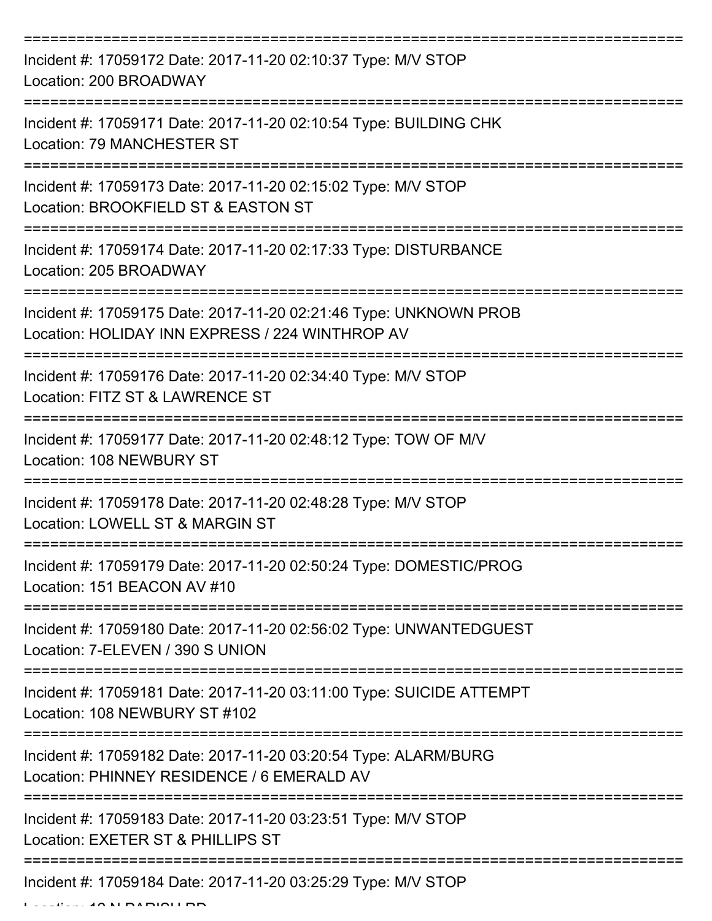===========================================================================

Incident #: 17059172 Date: 2017-11-20 02:10:37 Type: M/V STOP
Location: 200 BROADWAY

===========================================================================

Incident #: 17059171 Date: 2017-11-20 02:10:54 Type: BUILDING CHK
Location: 79 MANCHESTER ST

===========================================================================

Incident #: 17059173 Date: 2017-11-20 02:15:02 Type: M/V STOP
Location: BROOKFIELD ST & EASTON ST

===========================================================================

Incident #: 17059174 Date: 2017-11-20 02:17:33 Type: DISTURBANCE
Location: 205 BROADWAY

===========================================================================

Incident #: 17059175 Date: 2017-11-20 02:21:46 Type: UNKNOWN PROB
Location: HOLIDAY INN EXPRESS / 224 WINTHROP AV

===========================================================================

Incident #: 17059176 Date: 2017-11-20 02:34:40 Type: M/V STOP
Location: FITZ ST & LAWRENCE ST

===========================================================================

Incident #: 17059177 Date: 2017-11-20 02:48:12 Type: TOW OF M/V
Location: 108 NEWBURY ST

===========================================================================

Incident #: 17059178 Date: 2017-11-20 02:48:28 Type: M/V STOP
Location: LOWELL ST & MARGIN ST

===========================================================================

Incident #: 17059179 Date: 2017-11-20 02:50:24 Type: DOMESTIC/PROG
Location: 151 BEACON AV #10

===========================================================================

Incident #: 17059180 Date: 2017-11-20 02:56:02 Type: UNWANTEDGUEST
Location: 7-ELEVEN / 390 S UNION

===========================================================================

Incident #: 17059181 Date: 2017-11-20 03:11:00 Type: SUICIDE ATTEMPT
Location: 108 NEWBURY ST #102

===========================================================================

Incident #: 17059182 Date: 2017-11-20 03:20:54 Type: ALARM/BURG
Location: PHINNEY RESIDENCE / 6 EMERALD AV

===========================================================================

Incident #: 17059183 Date: 2017-11-20 03:23:51 Type: M/V STOP
Location: EXETER ST & PHILLIPS ST

===========================================================================

Incident #: 17059184 Date: 2017-11-20 03:25:29 Type: M/V STOP
Location: 12 N PARISH RD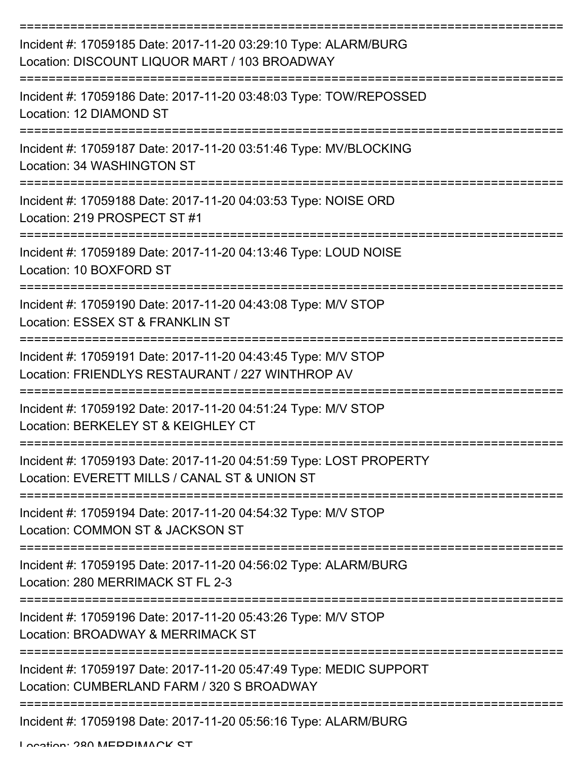Incident #: 17059185 Date: 2017-11-20 03:29:10 Type: ALARM/BURG
Location: DISCOUNT LIQUOR MART / 103 BROADWAY

---

Incident #: 17059186 Date: 2017-11-20 03:48:03 Type: TOW/REPOSSED
Location: 12 DIAMOND ST

---

Incident #: 17059187 Date: 2017-11-20 03:51:46 Type: MV/BLOCKING
Location: 34 WASHINGTON ST

---

Incident #: 17059188 Date: 2017-11-20 04:03:53 Type: NOISE ORD
Location: 219 PROSPECT ST #1

---

Incident #: 17059189 Date: 2017-11-20 04:13:46 Type: LOUD NOISE
Location: 10 BOXFORD ST

---

Incident #: 17059190 Date: 2017-11-20 04:43:08 Type: M/V STOP
Location: ESSEX ST & FRANKLIN ST

---

Incident #: 17059191 Date: 2017-11-20 04:43:45 Type: M/V STOP
Location: FRIENDLYS RESTAURANT / 227 WINTHROP AV

---

Incident #: 17059192 Date: 2017-11-20 04:51:24 Type: M/V STOP
Location: BERKELEY ST & KEIGHLEY CT

---

Incident #: 17059193 Date: 2017-11-20 04:51:59 Type: LOST PROPERTY
Location: EVERETT MILLS / CANAL ST & UNION ST

---

Incident #: 17059194 Date: 2017-11-20 04:54:32 Type: M/V STOP
Location: COMMON ST & JACKSON ST

---

Incident #: 17059195 Date: 2017-11-20 04:56:02 Type: ALARM/BURG
Location: 280 MERRIMACK ST FL 2-3

---

Incident #: 17059196 Date: 2017-11-20 05:43:26 Type: M/V STOP
Location: BROADWAY & MERRIMACK ST

---

Incident #: 17059197 Date: 2017-11-20 05:47:49 Type: MEDIC SUPPORT
Location: CUMBERLAND FARM / 320 S BROADWAY

---

Incident #: 17059198 Date: 2017-11-20 05:56:16 Type: ALARM/BURG
Location: 280 MERRIMACK ST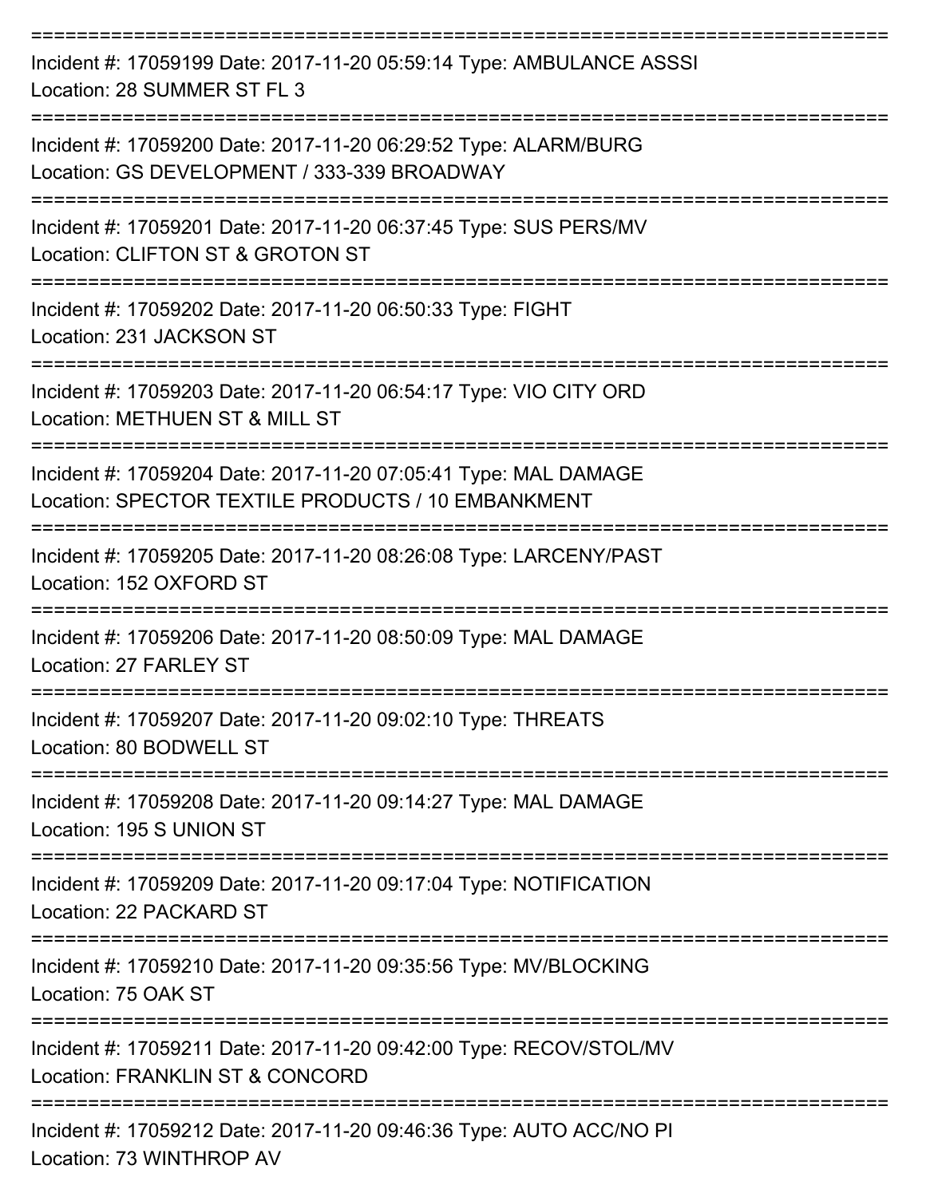===========================================================================

Incident #: 17059199 Date: 2017-11-20 05:59:14 Type: AMBULANCE ASSSI
Location: 28 SUMMER ST FL 3

===========================================================================

Incident #: 17059200 Date: 2017-11-20 06:29:52 Type: ALARM/BURG
Location: GS DEVELOPMENT / 333-339 BROADWAY

===========================================================================

Incident #: 17059201 Date: 2017-11-20 06:37:45 Type: SUS PERS/MV
Location: CLIFTON ST & GROTON ST

===========================================================================

Incident #: 17059202 Date: 2017-11-20 06:50:33 Type: FIGHT
Location: 231 JACKSON ST

===========================================================================

Incident #: 17059203 Date: 2017-11-20 06:54:17 Type: VIO CITY ORD
Location: METHUEN ST & MILL ST

===========================================================================

Incident #: 17059204 Date: 2017-11-20 07:05:41 Type: MAL DAMAGE
Location: SPECTOR TEXTILE PRODUCTS / 10 EMBANKMENT

===========================================================================

Incident #: 17059205 Date: 2017-11-20 08:26:08 Type: LARCENY/PAST
Location: 152 OXFORD ST

===========================================================================

Incident #: 17059206 Date: 2017-11-20 08:50:09 Type: MAL DAMAGE
Location: 27 FARLEY ST

===========================================================================

Incident #: 17059207 Date: 2017-11-20 09:02:10 Type: THREATS
Location: 80 BODWELL ST

===========================================================================

Incident #: 17059208 Date: 2017-11-20 09:14:27 Type: MAL DAMAGE
Location: 195 S UNION ST

===========================================================================

Incident #: 17059209 Date: 2017-11-20 09:17:04 Type: NOTIFICATION
Location: 22 PACKARD ST

===========================================================================

Incident #: 17059210 Date: 2017-11-20 09:35:56 Type: MV/BLOCKING
Location: 75 OAK ST

===========================================================================

Incident #: 17059211 Date: 2017-11-20 09:42:00 Type: RECOV/STOL/MV
Location: FRANKLIN ST & CONCORD

===========================================================================

Incident #: 17059212 Date: 2017-11-20 09:46:36 Type: AUTO ACC/NO PI
Location: 73 WINTHROP AV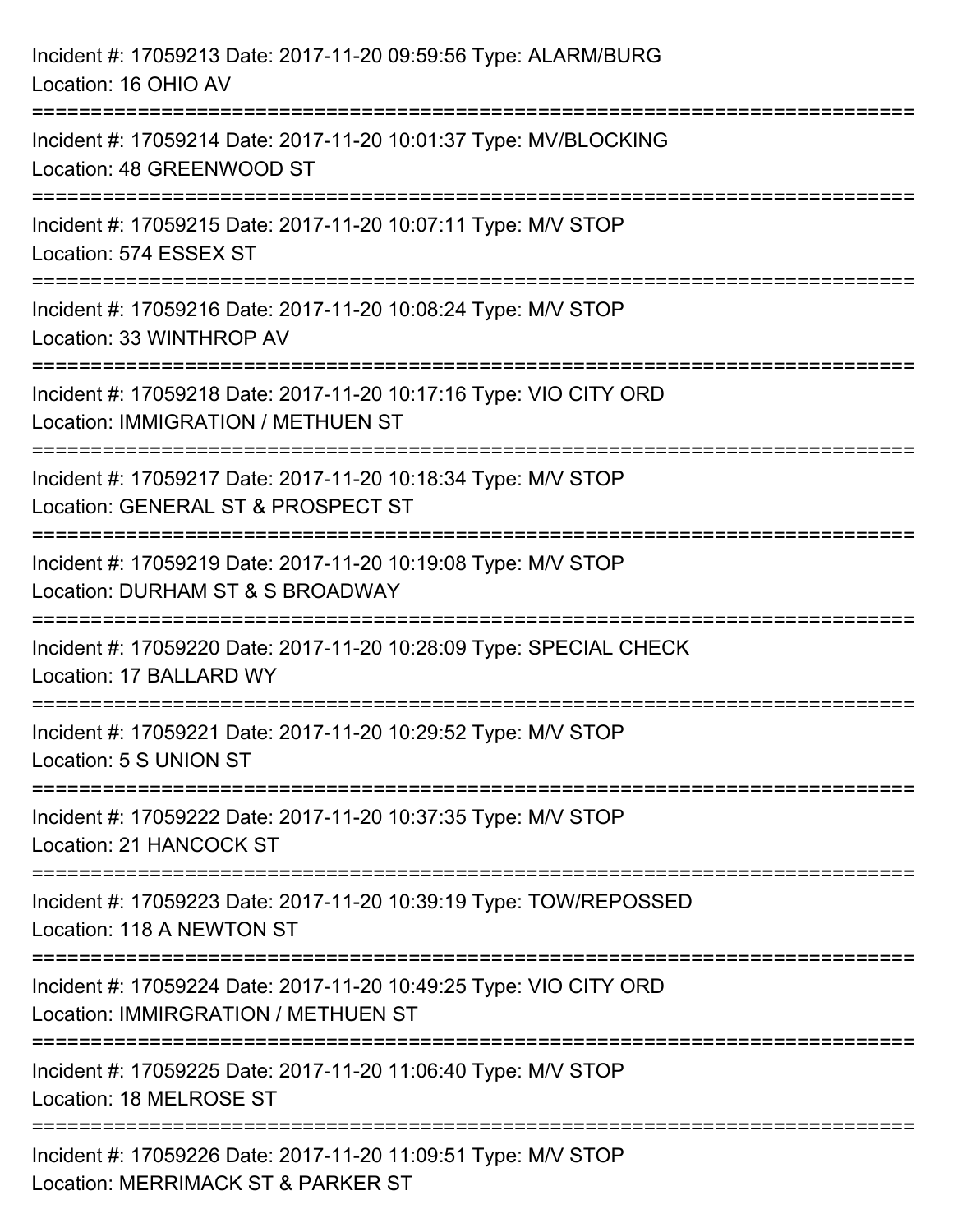Incident #: 17059213 Date: 2017-11-20 09:59:56 Type: ALARM/BURG
Location: 16 OHIO AV

===========================================================================

Incident #: 17059214 Date: 2017-11-20 10:01:37 Type: MV/BLOCKING
Location: 48 GREENWOOD ST

===========================================================================

Incident #: 17059215 Date: 2017-11-20 10:07:11 Type: M/V STOP
Location: 574 ESSEX ST

===========================================================================

Incident #: 17059216 Date: 2017-11-20 10:08:24 Type: M/V STOP
Location: 33 WINTHROP AV

===========================================================================

Incident #: 17059218 Date: 2017-11-20 10:17:16 Type: VIO CITY ORD
Location: IMMIGRATION / METHUEN ST

===========================================================================

Incident #: 17059217 Date: 2017-11-20 10:18:34 Type: M/V STOP
Location: GENERAL ST & PROSPECT ST

===========================================================================

Incident #: 17059219 Date: 2017-11-20 10:19:08 Type: M/V STOP
Location: DURHAM ST & S BROADWAY

===========================================================================

Incident #: 17059220 Date: 2017-11-20 10:28:09 Type: SPECIAL CHECK
Location: 17 BALLARD WY

===========================================================================

Incident #: 17059221 Date: 2017-11-20 10:29:52 Type: M/V STOP
Location: 5 S UNION ST

===========================================================================

Incident #: 17059222 Date: 2017-11-20 10:37:35 Type: M/V STOP
Location: 21 HANCOCK ST

===========================================================================

Incident #: 17059223 Date: 2017-11-20 10:39:19 Type: TOW/REPOSSED
Location: 118 A NEWTON ST

===========================================================================

Incident #: 17059224 Date: 2017-11-20 10:49:25 Type: VIO CITY ORD
Location: IMMIRGRATION / METHUEN ST

===========================================================================

Incident #: 17059225 Date: 2017-11-20 11:06:40 Type: M/V STOP
Location: 18 MELROSE ST

===========================================================================

Incident #: 17059226 Date: 2017-11-20 11:09:51 Type: M/V STOP
Location: MERRIMACK ST & PARKER ST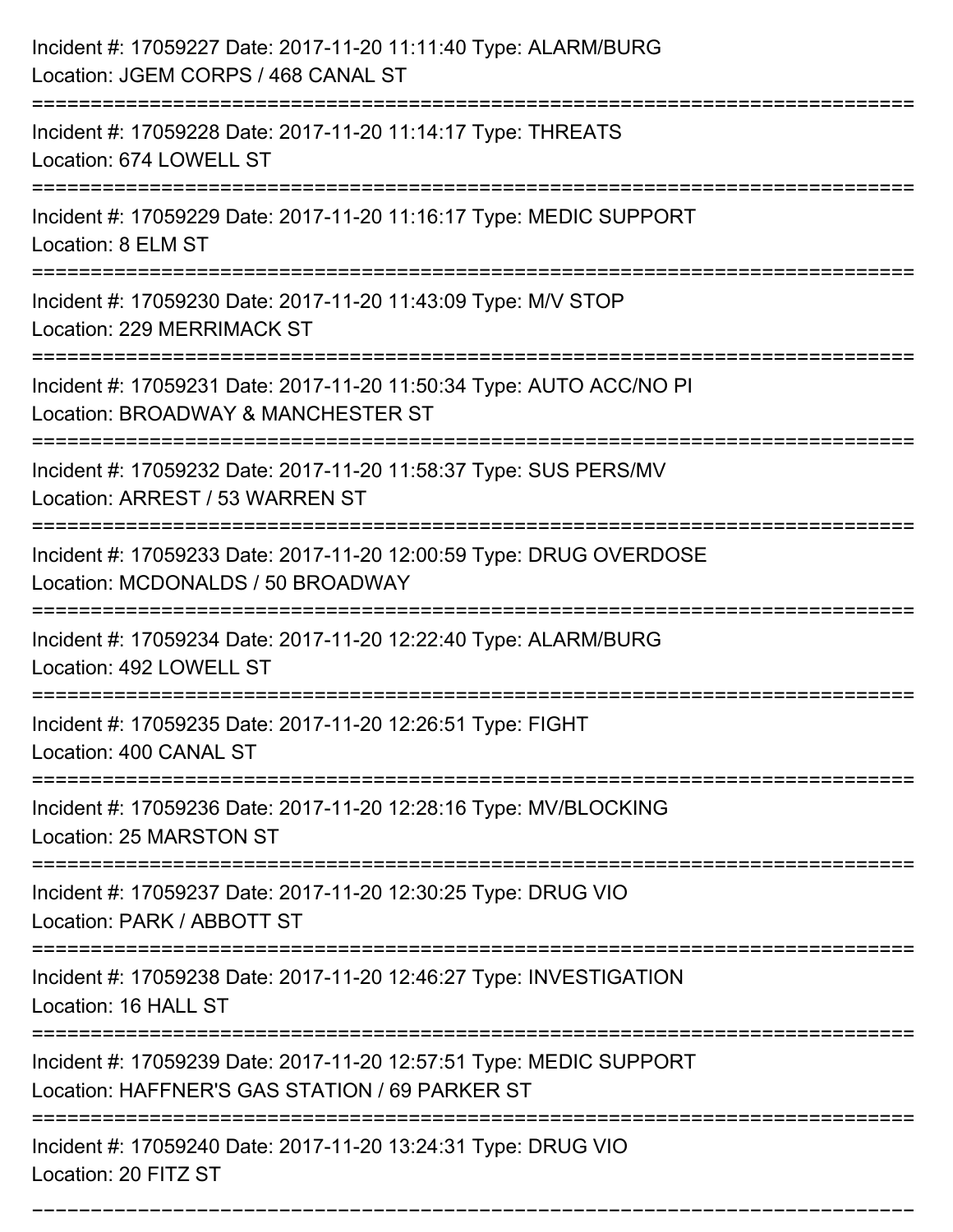Incident #: 17059227 Date: 2017-11-20 11:11:40 Type: ALARM/BURG
Location: JGEM CORPS / 468 CANAL ST

===========================================================================

Incident #: 17059228 Date: 2017-11-20 11:14:17 Type: THREATS
Location: 674 LOWELL ST

===========================================================================

Incident #: 17059229 Date: 2017-11-20 11:16:17 Type: MEDIC SUPPORT
Location: 8 ELM ST

===========================================================================

Incident #: 17059230 Date: 2017-11-20 11:43:09 Type: M/V STOP
Location: 229 MERRIMACK ST

===========================================================================

Incident #: 17059231 Date: 2017-11-20 11:50:34 Type: AUTO ACC/NO PI
Location: BROADWAY & MANCHESTER ST

===========================================================================

Incident #: 17059232 Date: 2017-11-20 11:58:37 Type: SUS PERS/MV
Location: ARREST / 53 WARREN ST

===========================================================================

Incident #: 17059233 Date: 2017-11-20 12:00:59 Type: DRUG OVERDOSE
Location: MCDONALDS / 50 BROADWAY

===========================================================================

Incident #: 17059234 Date: 2017-11-20 12:22:40 Type: ALARM/BURG
Location: 492 LOWELL ST

===========================================================================

Incident #: 17059235 Date: 2017-11-20 12:26:51 Type: FIGHT
Location: 400 CANAL ST

===========================================================================

Incident #: 17059236 Date: 2017-11-20 12:28:16 Type: MV/BLOCKING
Location: 25 MARSTON ST

===========================================================================

Incident #: 17059237 Date: 2017-11-20 12:30:25 Type: DRUG VIO
Location: PARK / ABBOTT ST

===========================================================================

Incident #: 17059238 Date: 2017-11-20 12:46:27 Type: INVESTIGATION
Location: 16 HALL ST

===========================================================================

Incident #: 17059239 Date: 2017-11-20 12:57:51 Type: MEDIC SUPPORT
Location: HAFFNER'S GAS STATION / 69 PARKER ST

===========================================================================

Incident #: 17059240 Date: 2017-11-20 13:24:31 Type: DRUG VIO
Location: 20 FITZ ST

===========================================================================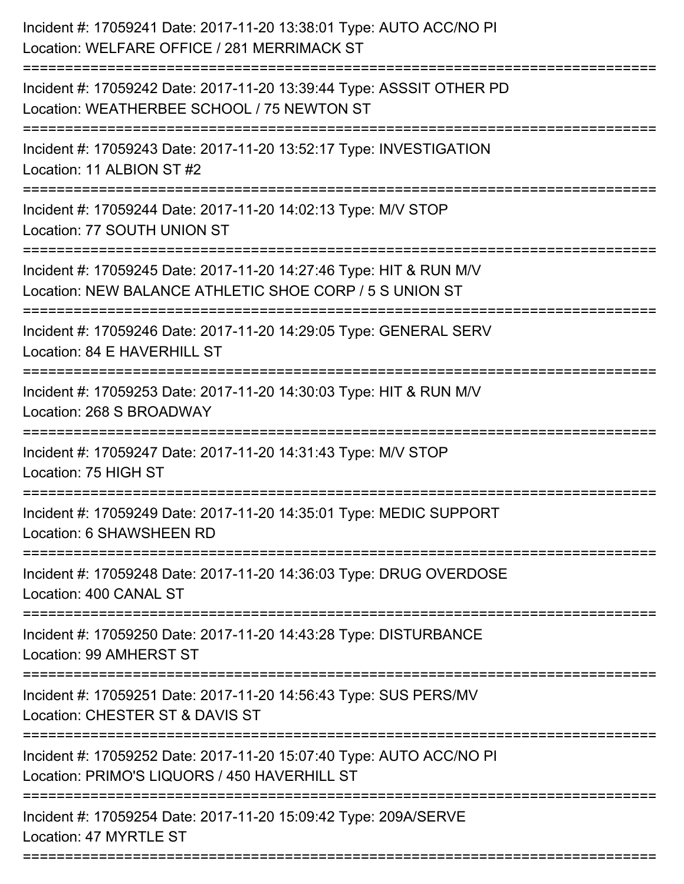Incident #: 17059241 Date: 2017-11-20 13:38:01 Type: AUTO ACC/NO PI
Location: WELFARE OFFICE / 281 MERRIMACK ST

===========================================================================

Incident #: 17059242 Date: 2017-11-20 13:39:44 Type: ASSSIT OTHER PD
Location: WEATHERBEE SCHOOL / 75 NEWTON ST

===========================================================================

Incident #: 17059243 Date: 2017-11-20 13:52:17 Type: INVESTIGATION
Location: 11 ALBION ST #2

===========================================================================

Incident #: 17059244 Date: 2017-11-20 14:02:13 Type: M/V STOP
Location: 77 SOUTH UNION ST

===========================================================================

Incident #: 17059245 Date: 2017-11-20 14:27:46 Type: HIT & RUN M/V
Location: NEW BALANCE ATHLETIC SHOE CORP / 5 S UNION ST

===========================================================================

Incident #: 17059246 Date: 2017-11-20 14:29:05 Type: GENERAL SERV
Location: 84 E HAVERHILL ST

===========================================================================

Incident #: 17059253 Date: 2017-11-20 14:30:03 Type: HIT & RUN M/V
Location: 268 S BROADWAY

===========================================================================

Incident #: 17059247 Date: 2017-11-20 14:31:43 Type: M/V STOP
Location: 75 HIGH ST

===========================================================================

Incident #: 17059249 Date: 2017-11-20 14:35:01 Type: MEDIC SUPPORT
Location: 6 SHAWSHEEN RD

===========================================================================

Incident #: 17059248 Date: 2017-11-20 14:36:03 Type: DRUG OVERDOSE
Location: 400 CANAL ST

===========================================================================

Incident #: 17059250 Date: 2017-11-20 14:43:28 Type: DISTURBANCE
Location: 99 AMHERST ST

===========================================================================

Incident #: 17059251 Date: 2017-11-20 14:56:43 Type: SUS PERS/MV
Location: CHESTER ST & DAVIS ST

===========================================================================

Incident #: 17059252 Date: 2017-11-20 15:07:40 Type: AUTO ACC/NO PI
Location: PRIMO'S LIQUORS / 450 HAVERHILL ST

===========================================================================

Incident #: 17059254 Date: 2017-11-20 15:09:42 Type: 209A/SERVE
Location: 47 MYRTLE ST

===========================================================================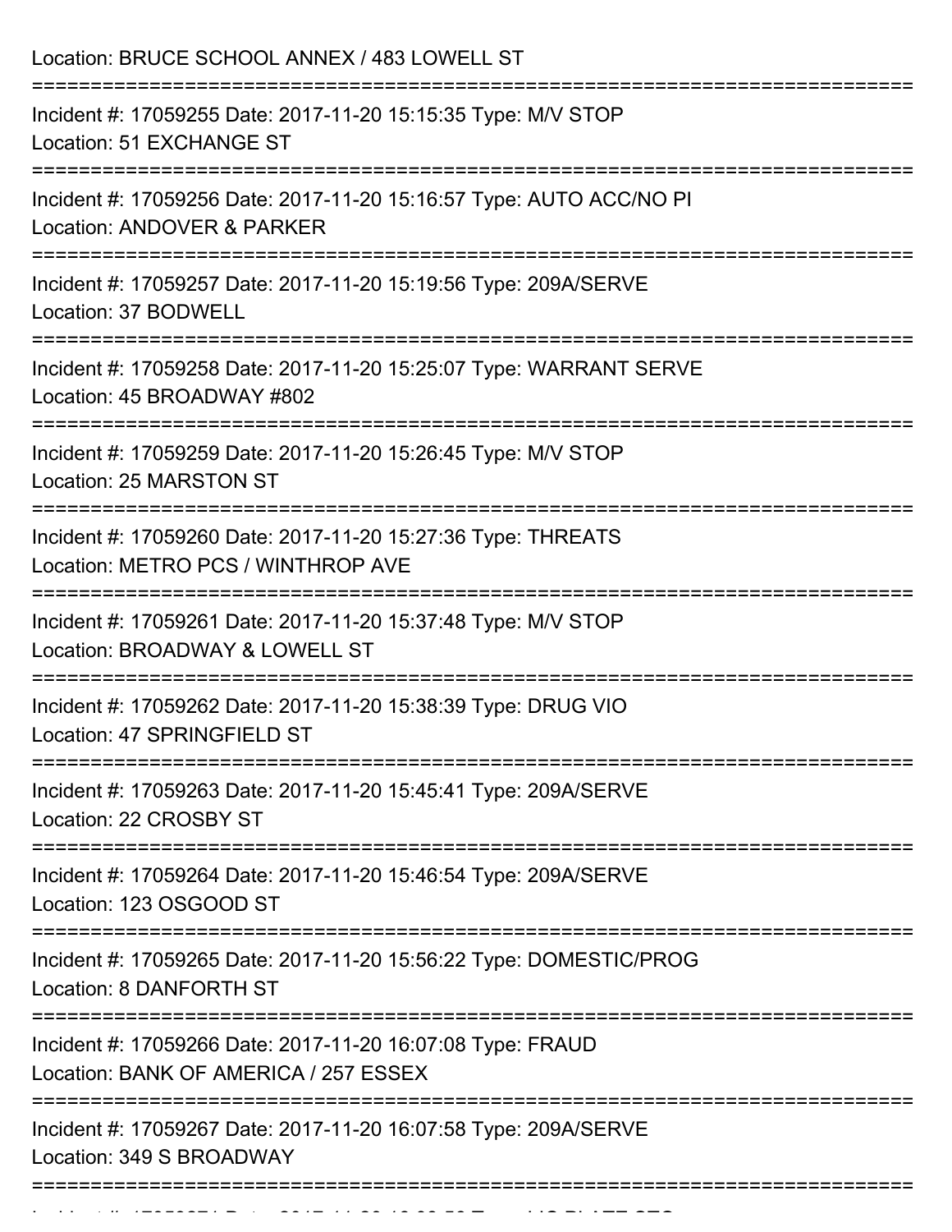Location: BRUCE SCHOOL ANNEX / 483 LOWELL ST

===========================================================================

Incident #: 17059255 Date: 2017-11-20 15:15:35 Type: M/V STOP
Location: 51 EXCHANGE ST

===========================================================================

Incident #: 17059256 Date: 2017-11-20 15:16:57 Type: AUTO ACC/NO PI
Location: ANDOVER & PARKER

===========================================================================

Incident #: 17059257 Date: 2017-11-20 15:19:56 Type: 209A/SERVE
Location: 37 BODWELL

===========================================================================

Incident #: 17059258 Date: 2017-11-20 15:25:07 Type: WARRANT SERVE
Location: 45 BROADWAY #802

===========================================================================

Incident #: 17059259 Date: 2017-11-20 15:26:45 Type: M/V STOP
Location: 25 MARSTON ST

===========================================================================

Incident #: 17059260 Date: 2017-11-20 15:27:36 Type: THREATS
Location: METRO PCS / WINTHROP AVE

===========================================================================

Incident #: 17059261 Date: 2017-11-20 15:37:48 Type: M/V STOP
Location: BROADWAY & LOWELL ST

===========================================================================

Incident #: 17059262 Date: 2017-11-20 15:38:39 Type: DRUG VIO
Location: 47 SPRINGFIELD ST

===========================================================================

Incident #: 17059263 Date: 2017-11-20 15:45:41 Type: 209A/SERVE
Location: 22 CROSBY ST

===========================================================================

Incident #: 17059264 Date: 2017-11-20 15:46:54 Type: 209A/SERVE
Location: 123 OSGOOD ST

===========================================================================

Incident #: 17059265 Date: 2017-11-20 15:56:22 Type: DOMESTIC/PROG
Location: 8 DANFORTH ST

===========================================================================

Incident #: 17059266 Date: 2017-11-20 16:07:08 Type: FRAUD
Location: BANK OF AMERICA / 257 ESSEX

===========================================================================

Incident #: 17059267 Date: 2017-11-20 16:07:58 Type: 209A/SERVE
Location: 349 S BROADWAY

===========================================================================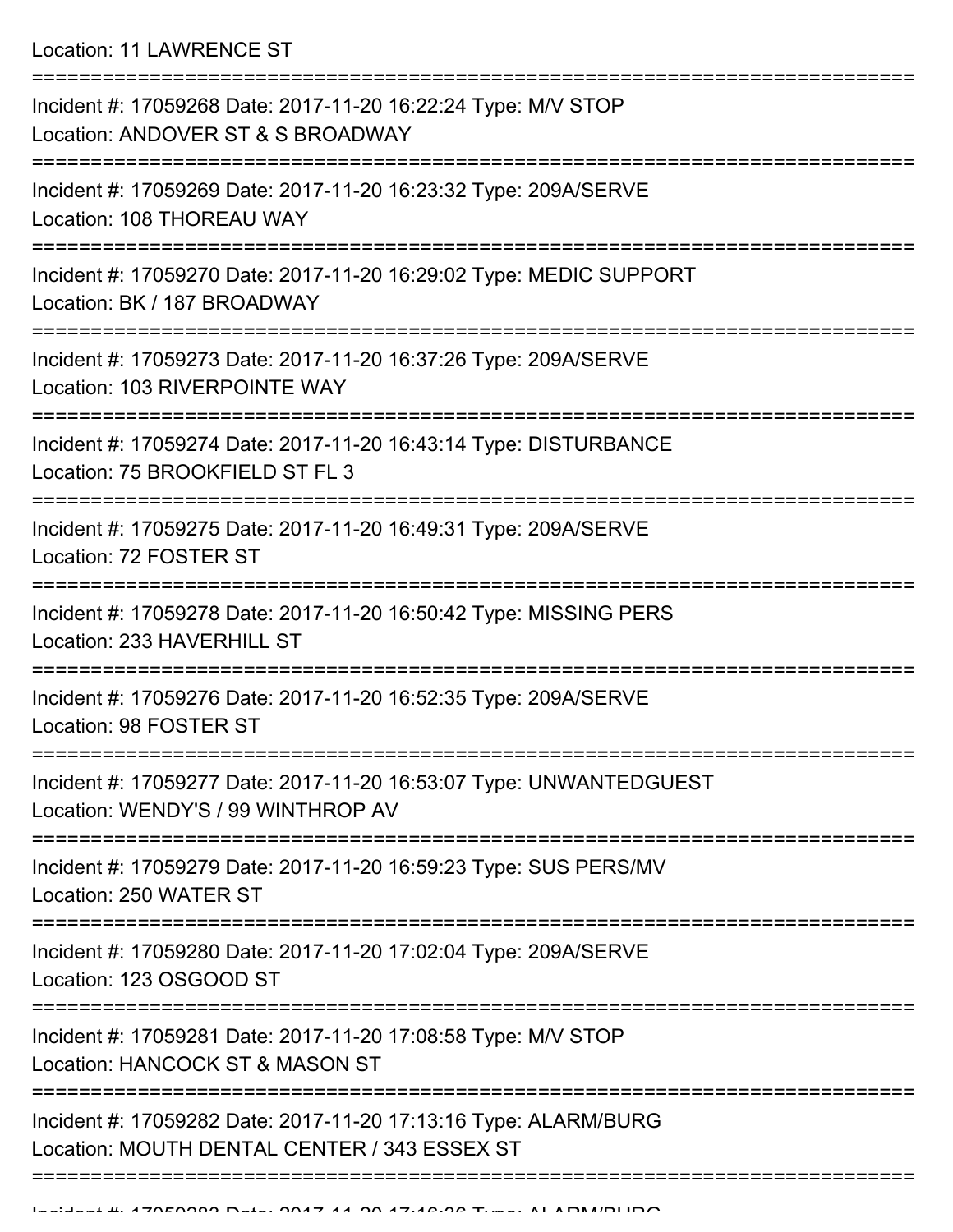Location: 11 LAWRENCE ST

===========================================================================

Incident #: 17059268 Date: 2017-11-20 16:22:24 Type: M/V STOP
Location: ANDOVER ST & S BROADWAY

===========================================================================

Incident #: 17059269 Date: 2017-11-20 16:23:32 Type: 209A/SERVE
Location: 108 THOREAU WAY

===========================================================================

Incident #: 17059270 Date: 2017-11-20 16:29:02 Type: MEDIC SUPPORT
Location: BK / 187 BROADWAY

===========================================================================

Incident #: 17059273 Date: 2017-11-20 16:37:26 Type: 209A/SERVE
Location: 103 RIVERPOINTE WAY

===========================================================================

Incident #: 17059274 Date: 2017-11-20 16:43:14 Type: DISTURBANCE
Location: 75 BROOKFIELD ST FL 3

===========================================================================

Incident #: 17059275 Date: 2017-11-20 16:49:31 Type: 209A/SERVE
Location: 72 FOSTER ST

===========================================================================

Incident #: 17059278 Date: 2017-11-20 16:50:42 Type: MISSING PERS
Location: 233 HAVERHILL ST

===========================================================================

Incident #: 17059276 Date: 2017-11-20 16:52:35 Type: 209A/SERVE
Location: 98 FOSTER ST

===========================================================================

Incident #: 17059277 Date: 2017-11-20 16:53:07 Type: UNWANTEDGUEST
Location: WENDY'S / 99 WINTHROP AV

===========================================================================

Incident #: 17059279 Date: 2017-11-20 16:59:23 Type: SUS PERS/MV
Location: 250 WATER ST

===========================================================================

Incident #: 17059280 Date: 2017-11-20 17:02:04 Type: 209A/SERVE
Location: 123 OSGOOD ST

===========================================================================

Incident #: 17059281 Date: 2017-11-20 17:08:58 Type: M/V STOP
Location: HANCOCK ST & MASON ST

===========================================================================

Incident #: 17059282 Date: 2017-11-20 17:13:16 Type: ALARM/BURG
Location: MOUTH DENTAL CENTER / 343 ESSEX ST

===========================================================================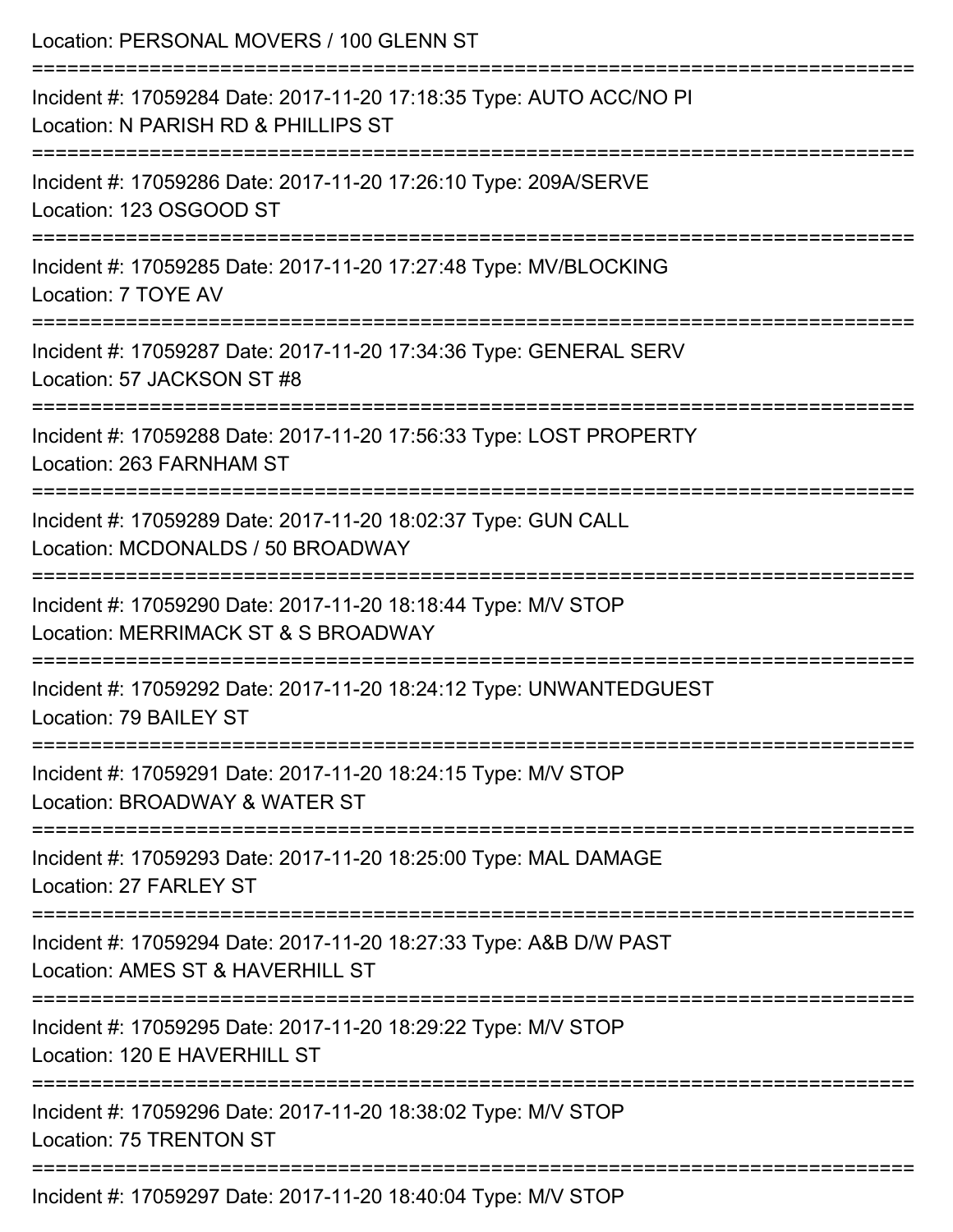Location: PERSONAL MOVERS / 100 GLENN ST

===========================================================================

Incident #: 17059284 Date: 2017-11-20 17:18:35 Type: AUTO ACC/NO PI
Location: N PARISH RD & PHILLIPS ST

===========================================================================

Incident #: 17059286 Date: 2017-11-20 17:26:10 Type: 209A/SERVE
Location: 123 OSGOOD ST

===========================================================================

Incident #: 17059285 Date: 2017-11-20 17:27:48 Type: MV/BLOCKING
Location: 7 TOYE AV

===========================================================================

Incident #: 17059287 Date: 2017-11-20 17:34:36 Type: GENERAL SERV
Location: 57 JACKSON ST #8

===========================================================================

Incident #: 17059288 Date: 2017-11-20 17:56:33 Type: LOST PROPERTY
Location: 263 FARNHAM ST

===========================================================================

Incident #: 17059289 Date: 2017-11-20 18:02:37 Type: GUN CALL
Location: MCDONALDS / 50 BROADWAY

===========================================================================

Incident #: 17059290 Date: 2017-11-20 18:18:44 Type: M/V STOP
Location: MERRIMACK ST & S BROADWAY

===========================================================================

Incident #: 17059292 Date: 2017-11-20 18:24:12 Type: UNWANTEDGUEST
Location: 79 BAILEY ST

===========================================================================

Incident #: 17059291 Date: 2017-11-20 18:24:15 Type: M/V STOP
Location: BROADWAY & WATER ST

===========================================================================

Incident #: 17059293 Date: 2017-11-20 18:25:00 Type: MAL DAMAGE
Location: 27 FARLEY ST

===========================================================================

Incident #: 17059294 Date: 2017-11-20 18:27:33 Type: A&B D/W PAST
Location: AMES ST & HAVERHILL ST

===========================================================================

Incident #: 17059295 Date: 2017-11-20 18:29:22 Type: M/V STOP
Location: 120 E HAVERHILL ST

===========================================================================

Incident #: 17059296 Date: 2017-11-20 18:38:02 Type: M/V STOP
Location: 75 TRENTON ST

===========================================================================

Incident #: 17059297 Date: 2017-11-20 18:40:04 Type: M/V STOP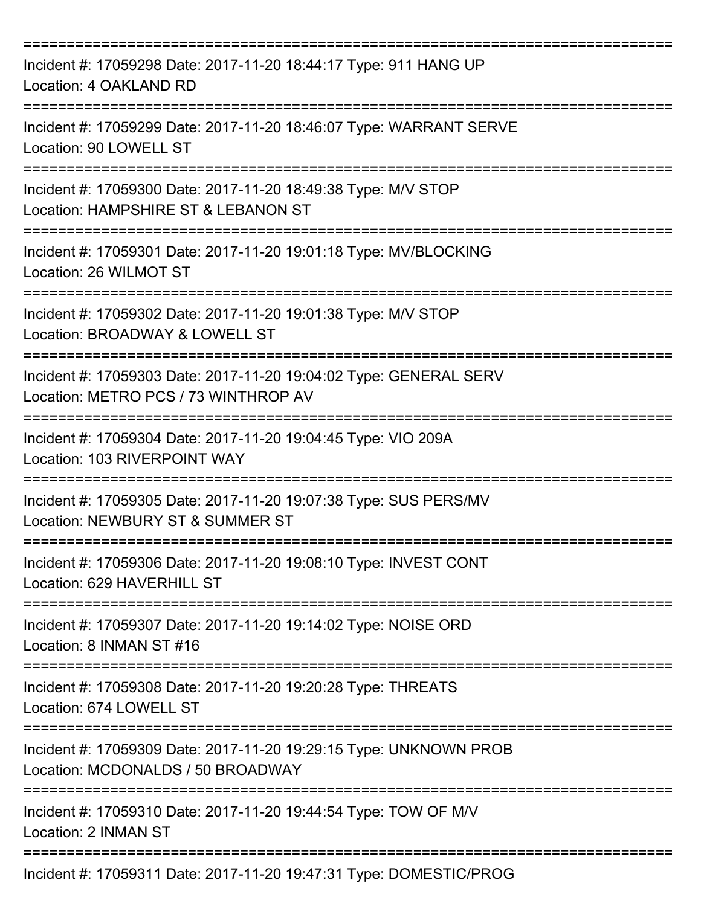===========================================================================

Incident #: 17059298 Date: 2017-11-20 18:44:17 Type: 911 HANG UP
Location: 4 OAKLAND RD

===========================================================================

Incident #: 17059299 Date: 2017-11-20 18:46:07 Type: WARRANT SERVE
Location: 90 LOWELL ST

===========================================================================

Incident #: 17059300 Date: 2017-11-20 18:49:38 Type: M/V STOP
Location: HAMPSHIRE ST & LEBANON ST

===========================================================================

Incident #: 17059301 Date: 2017-11-20 19:01:18 Type: MV/BLOCKING
Location: 26 WILMOT ST

===========================================================================

Incident #: 17059302 Date: 2017-11-20 19:01:38 Type: M/V STOP
Location: BROADWAY & LOWELL ST

===========================================================================

Incident #: 17059303 Date: 2017-11-20 19:04:02 Type: GENERAL SERV
Location: METRO PCS / 73 WINTHROP AV

===========================================================================

Incident #: 17059304 Date: 2017-11-20 19:04:45 Type: VIO 209A
Location: 103 RIVERPOINT WAY

===========================================================================

Incident #: 17059305 Date: 2017-11-20 19:07:38 Type: SUS PERS/MV
Location: NEWBURY ST & SUMMER ST

===========================================================================

Incident #: 17059306 Date: 2017-11-20 19:08:10 Type: INVEST CONT
Location: 629 HAVERHILL ST

===========================================================================

Incident #: 17059307 Date: 2017-11-20 19:14:02 Type: NOISE ORD
Location: 8 INMAN ST #16

===========================================================================

Incident #: 17059308 Date: 2017-11-20 19:20:28 Type: THREATS
Location: 674 LOWELL ST

===========================================================================

Incident #: 17059309 Date: 2017-11-20 19:29:15 Type: UNKNOWN PROB
Location: MCDONALDS / 50 BROADWAY

===========================================================================

Incident #: 17059310 Date: 2017-11-20 19:44:54 Type: TOW OF M/V
Location: 2 INMAN ST

===========================================================================

Incident #: 17059311 Date: 2017-11-20 19:47:31 Type: DOMESTIC/PROG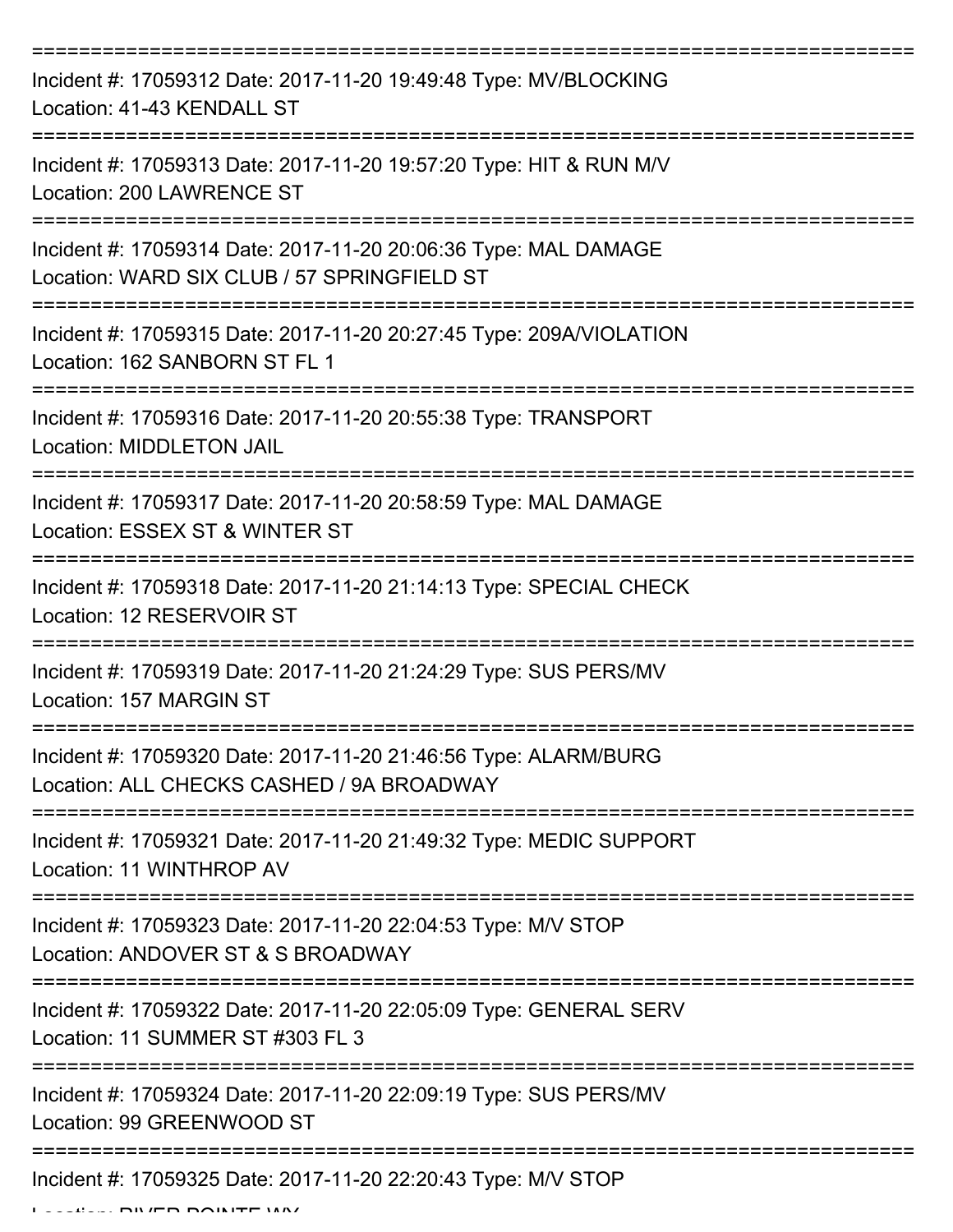===========================================================================

Incident #: 17059312 Date: 2017-11-20 19:49:48 Type: MV/BLOCKING

Location: 41-43 KENDALL ST

===========================================================================

Incident #: 17059313 Date: 2017-11-20 19:57:20 Type: HIT & RUN M/V

Location: 200 LAWRENCE ST

===========================================================================

Incident #: 17059314 Date: 2017-11-20 20:06:36 Type: MAL DAMAGE

Location: WARD SIX CLUB / 57 SPRINGFIELD ST

===========================================================================

Incident #: 17059315 Date: 2017-11-20 20:27:45 Type: 209A/VIOLATION

Location: 162 SANBORN ST FL 1

===========================================================================

Incident #: 17059316 Date: 2017-11-20 20:55:38 Type: TRANSPORT

Location: MIDDLETON JAIL

===========================================================================

Incident #: 17059317 Date: 2017-11-20 20:58:59 Type: MAL DAMAGE

Location: ESSEX ST & WINTER ST

===========================================================================

Incident #: 17059318 Date: 2017-11-20 21:14:13 Type: SPECIAL CHECK

Location: 12 RESERVOIR ST

===========================================================================

Incident #: 17059319 Date: 2017-11-20 21:24:29 Type: SUS PERS/MV

Location: 157 MARGIN ST

===========================================================================

Incident #: 17059320 Date: 2017-11-20 21:46:56 Type: ALARM/BURG

Location: ALL CHECKS CASHED / 9A BROADWAY

===========================================================================

Incident #: 17059321 Date: 2017-11-20 21:49:32 Type: MEDIC SUPPORT

Location: 11 WINTHROP AV

===========================================================================

Incident #: 17059323 Date: 2017-11-20 22:04:53 Type: M/V STOP

Location: ANDOVER ST & S BROADWAY

===========================================================================

Incident #: 17059322 Date: 2017-11-20 22:05:09 Type: GENERAL SERV

Location: 11 SUMMER ST #303 FL 3

===========================================================================

Incident #: 17059324 Date: 2017-11-20 22:09:19 Type: SUS PERS/MV

Location: 99 GREENWOOD ST

===========================================================================

Incident #: 17059325 Date: 2017-11-20 22:20:43 Type: M/V STOP

Location: RIVER POINTE WY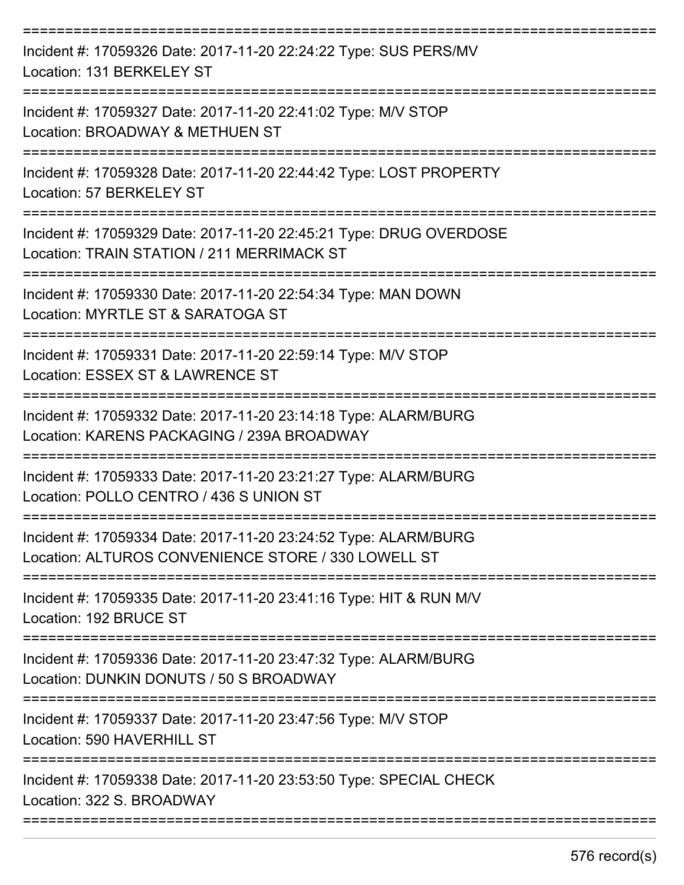Incident #: 17059326 Date: 2017-11-20 22:24:22 Type: SUS PERS/MV
Location: 131 BERKELEY ST

Incident #: 17059327 Date: 2017-11-20 22:41:02 Type: M/V STOP
Location: BROADWAY & METHUEN ST

Incident #: 17059328 Date: 2017-11-20 22:44:42 Type: LOST PROPERTY
Location: 57 BERKELEY ST

Incident #: 17059329 Date: 2017-11-20 22:45:21 Type: DRUG OVERDOSE
Location: TRAIN STATION / 211 MERRIMACK ST

Incident #: 17059330 Date: 2017-11-20 22:54:34 Type: MAN DOWN
Location: MYRTLE ST & SARATOGA ST

Incident #: 17059331 Date: 2017-11-20 22:59:14 Type: M/V STOP
Location: ESSEX ST & LAWRENCE ST

Incident #: 17059332 Date: 2017-11-20 23:14:18 Type: ALARM/BURG
Location: KARENS PACKAGING / 239A BROADWAY

Incident #: 17059333 Date: 2017-11-20 23:21:27 Type: ALARM/BURG
Location: POLLO CENTRO / 436 S UNION ST

Incident #: 17059334 Date: 2017-11-20 23:24:52 Type: ALARM/BURG
Location: ALTUROS CONVENIENCE STORE / 330 LOWELL ST

Incident #: 17059335 Date: 2017-11-20 23:41:16 Type: HIT & RUN M/V
Location: 192 BRUCE ST

Incident #: 17059336 Date: 2017-11-20 23:47:32 Type: ALARM/BURG
Location: DUNKIN DONUTS / 50 S BROADWAY

Incident #: 17059337 Date: 2017-11-20 23:47:56 Type: M/V STOP
Location: 590 HAVERHILL ST

Incident #: 17059338 Date: 2017-11-20 23:53:50 Type: SPECIAL CHECK
Location: 322 S. BROADWAY

576 record(s)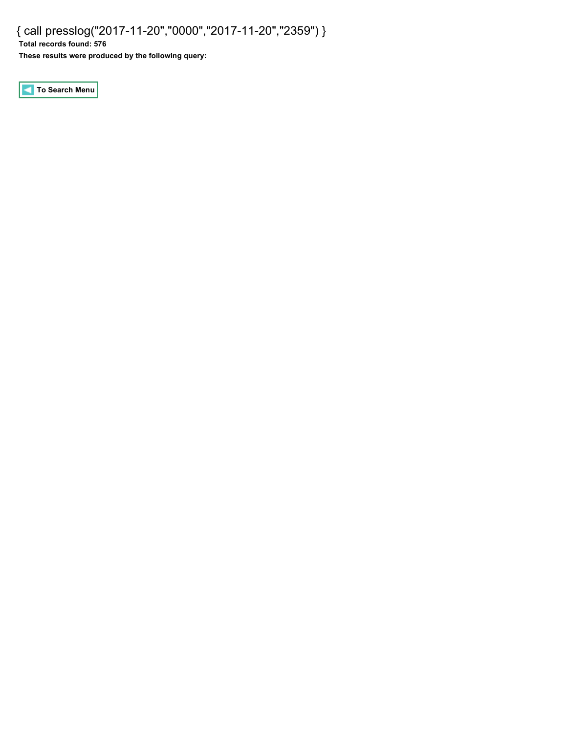{ call presslog("2017-11-20","0000","2017-11-20","2359") }

**Total records found: 576**

**These results were produced by the following query:**

**To Search Menu**